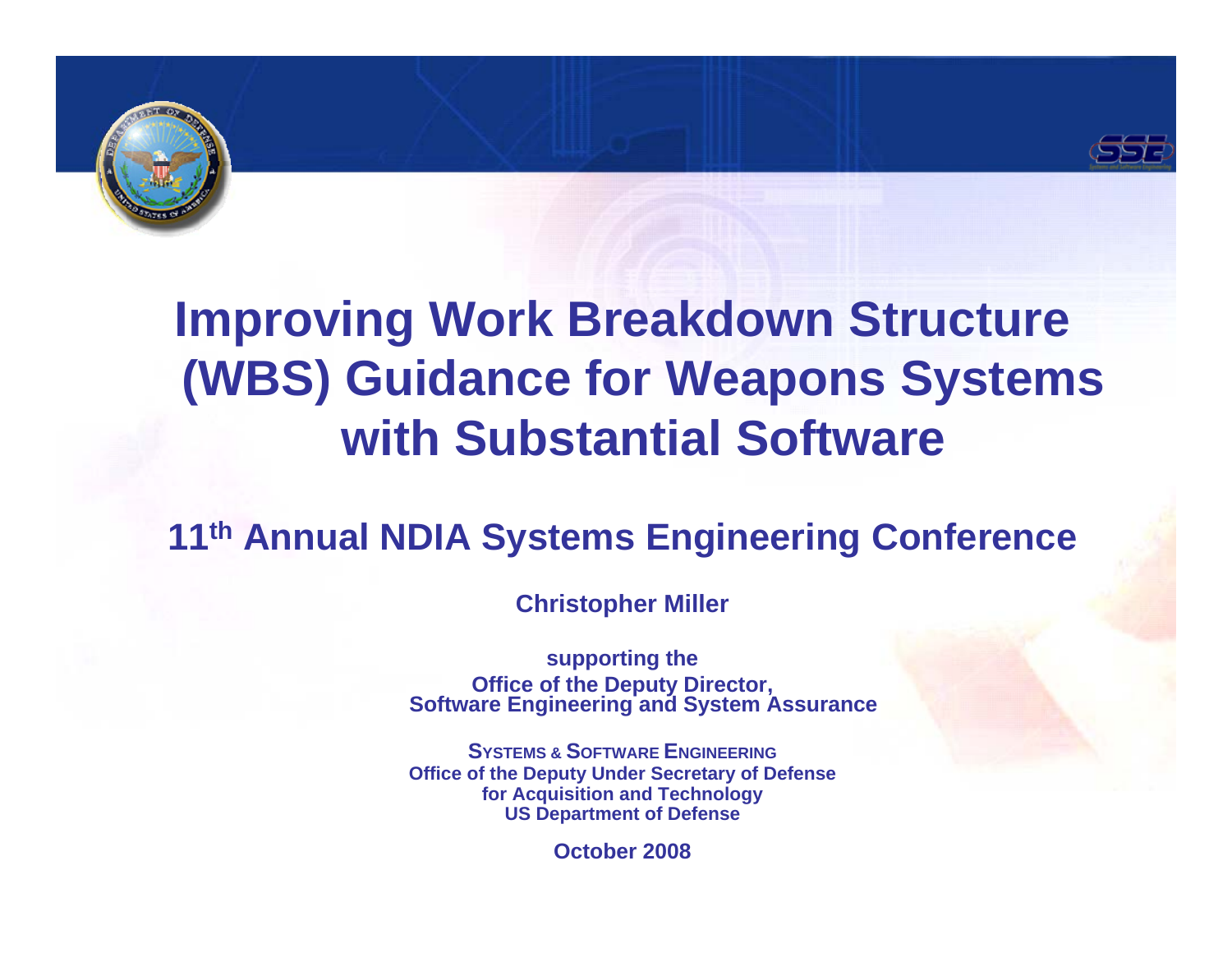# Improving Work Breakdown Structure (WBS) Guidance for Weapons Systems with Substantial Software

## 11th Annual NDIA Systems Engineering Conference

**Christopher Miller**

**supporting the**
**Office of the Deputy Director,**
**Software Engineering and System Assurance**

**SYSTEMS & SOFTWARE ENGINEERING**
**Office of the Deputy Under Secretary of Defense**
**for Acquisition and Technology**
**US Department of Defense**

**October 2008**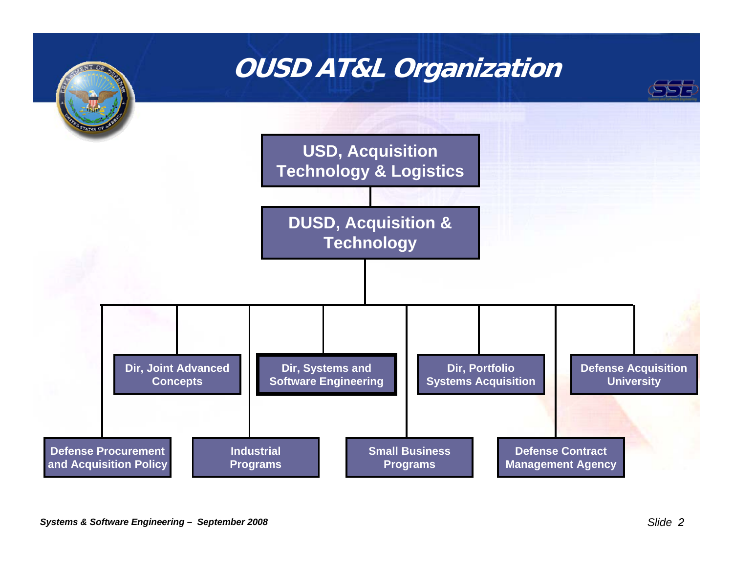# OUSD AT&L Organization

- USD, Acquisition Technology & Logistics
  - DUSD, Acquisition & Technology
    - Defense Procurement and Acquisition Policy
    - Dir, Joint Advanced Concepts
    - Industrial Programs
    - Dir, Systems and Software Engineering
    - Small Business Programs
    - Dir, Portfolio Systems Acquisition
    - Defense Contract Management Agency
    - Defense Acquisition University

*Systems & Software Engineering – September 2008*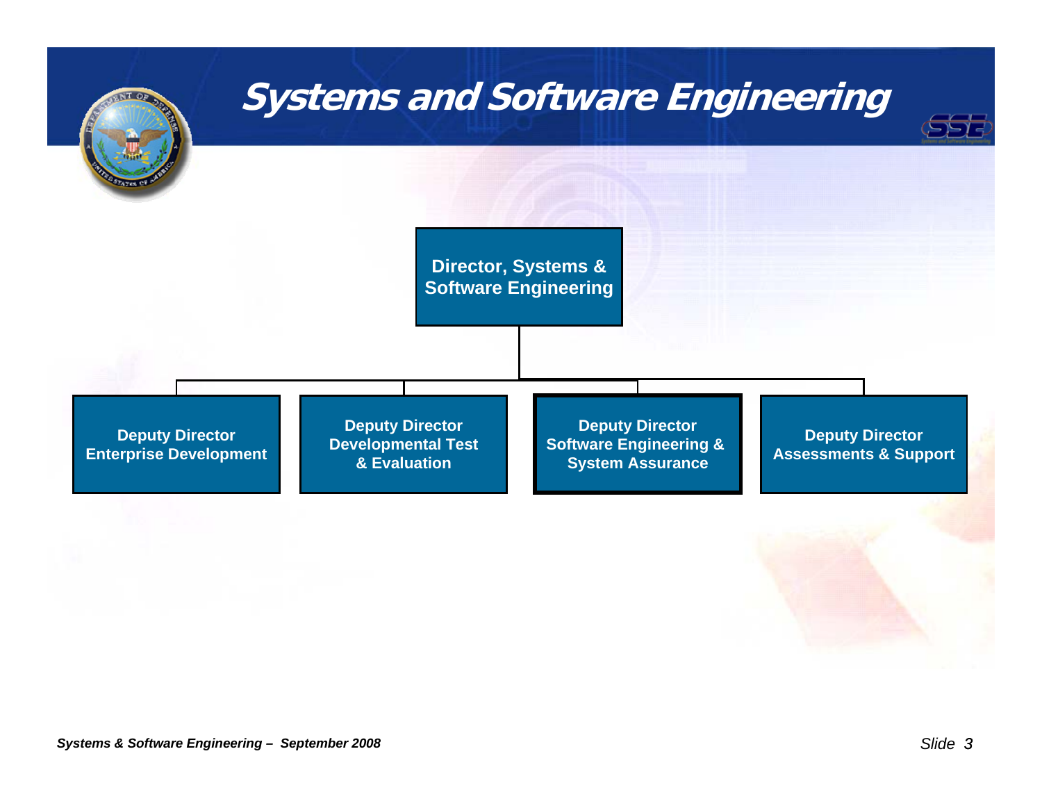# Systems and Software Engineering

**Director, Systems & Software Engineering**

- **Deputy Director Enterprise Development**
- **Deputy Director Developmental Test & Evaluation**
- **Deputy Director Software Engineering & System Assurance**
- **Deputy Director Assessments & Support**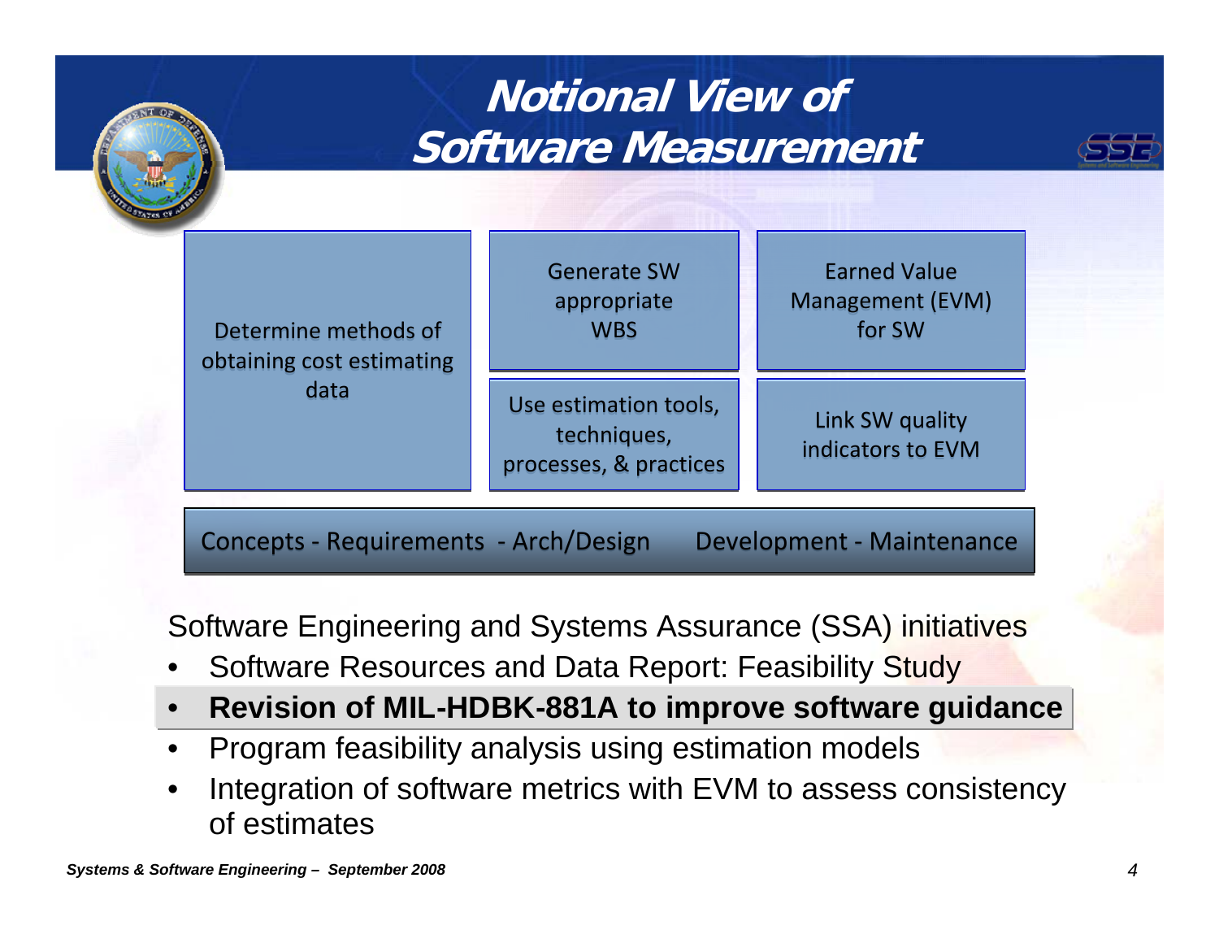# Notional View of Software Measurement

Determine methods of obtaining cost estimating data

Generate SW appropriate WBS

Earned Value Management (EVM) for SW

Use estimation tools, techniques, processes, & practices

Link SW quality indicators to EVM

Concepts - Requirements - Arch/Design Development - Maintenance

Software Engineering and Systems Assurance (SSA) initiatives

- Software Resources and Data Report: Feasibility Study
- **Revision of MIL-HDBK-881A to improve software guidance**
- Program feasibility analysis using estimation models
- Integration of software metrics with EVM to assess consistency of estimates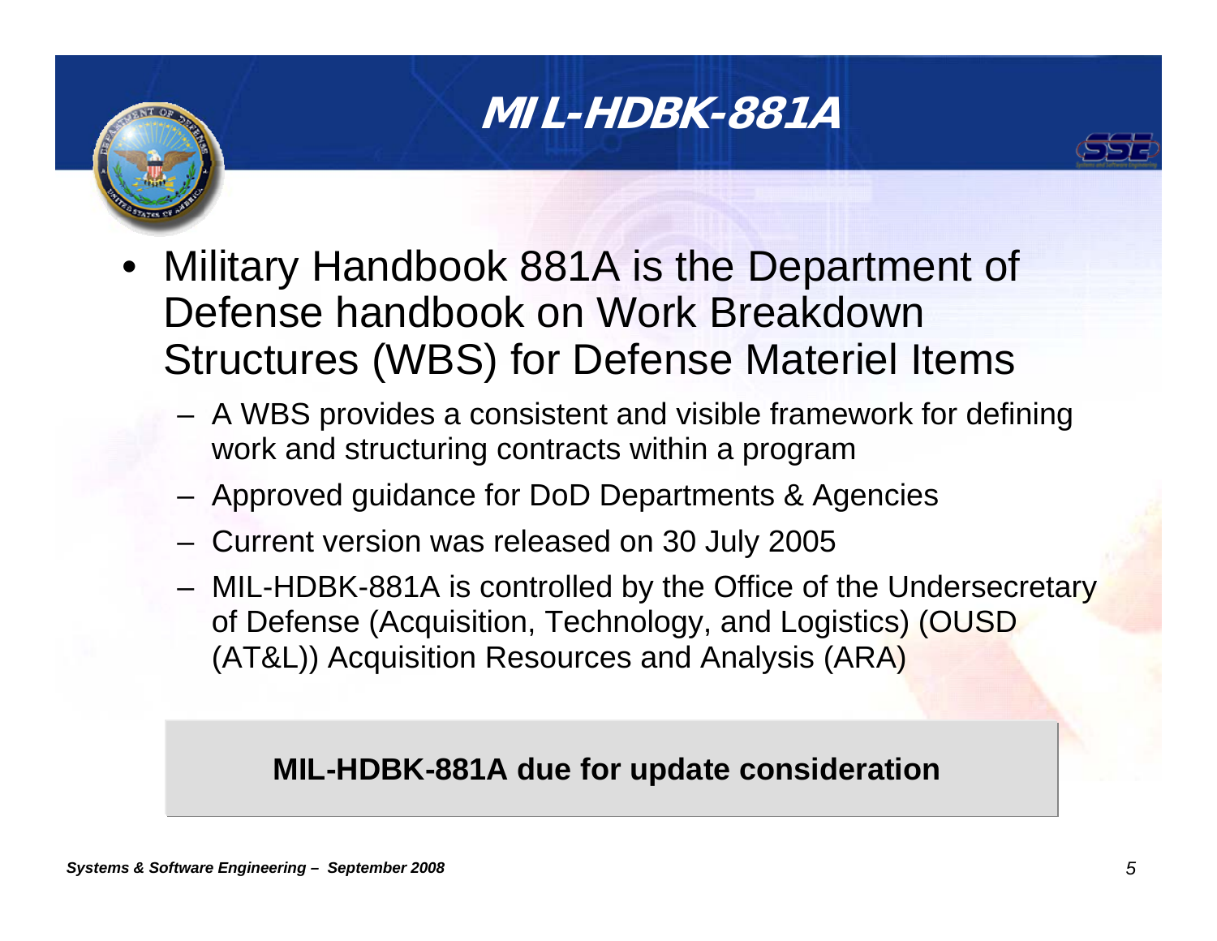# MIL-HDBK-881A

- Military Handbook 881A is the Department of Defense handbook on Work Breakdown Structures (WBS) for Defense Materiel Items
  - A WBS provides a consistent and visible framework for defining work and structuring contracts within a program
  - Approved guidance for DoD Departments & Agencies
  - Current version was released on 30 July 2005
  - MIL-HDBK-881A is controlled by the Office of the Undersecretary of Defense (Acquisition, Technology, and Logistics) (OUSD (AT&L)) Acquisition Resources and Analysis (ARA)

**MIL-HDBK-881A due for update consideration**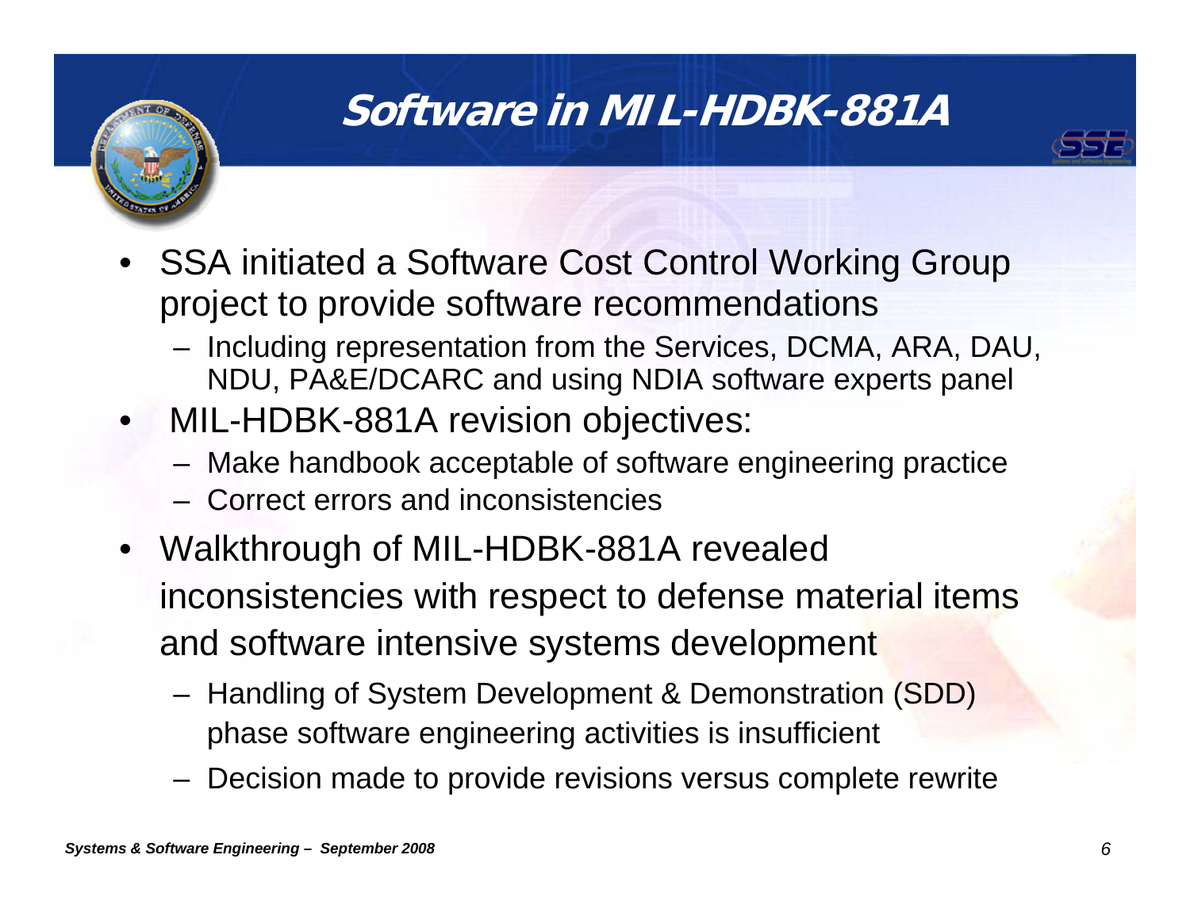# Software in MIL-HDBK-881A

- SSA initiated a Software Cost Control Working Group project to provide software recommendations
  - Including representation from the Services, DCMA, ARA, DAU, NDU, PA&E/DCARC and using NDIA software experts panel
- MIL-HDBK-881A revision objectives:
  - Make handbook acceptable of software engineering practice
  - Correct errors and inconsistencies
- Walkthrough of MIL-HDBK-881A revealed inconsistencies with respect to defense material items and software intensive systems development
  - Handling of System Development & Demonstration (SDD) phase software engineering activities is insufficient
  - Decision made to provide revisions versus complete rewrite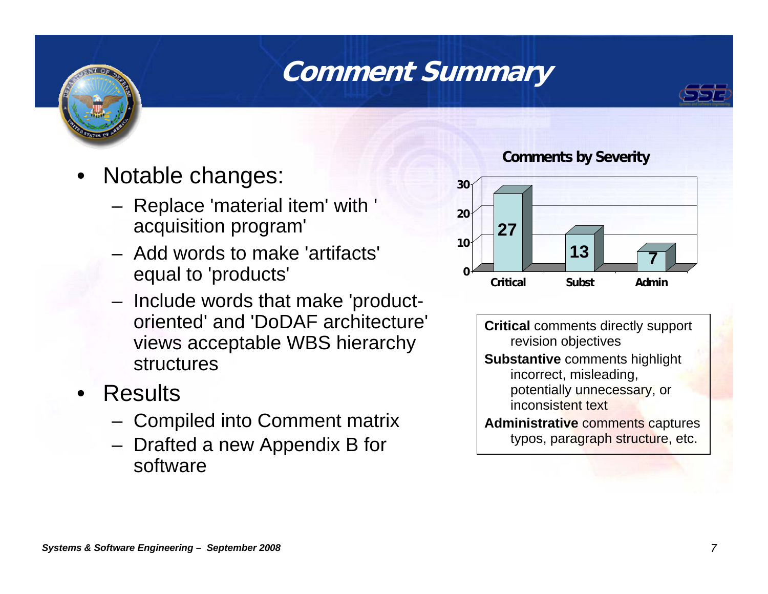# Comment Summary

- Notable changes:
  - Replace 'material item' with ' acquisition program'
  - Add words to make 'artifacts' equal to 'products'
  - Include words that make 'product-oriented' and 'DoDAF architecture' views acceptable WBS hierarchy structures
- Results
  - Compiled into Comment matrix
  - Drafted a new Appendix B for software

**Comments by Severity**

| Severity | Count |
| --- | --- |
| Critical | 27 |
| Subst | 13 |
| Admin | 7 |

**Critical** comments directly support revision objectives

**Substantive** comments highlight incorrect, misleading, potentially unnecessary, or inconsistent text

**Administrative** comments captures typos, paragraph structure, etc.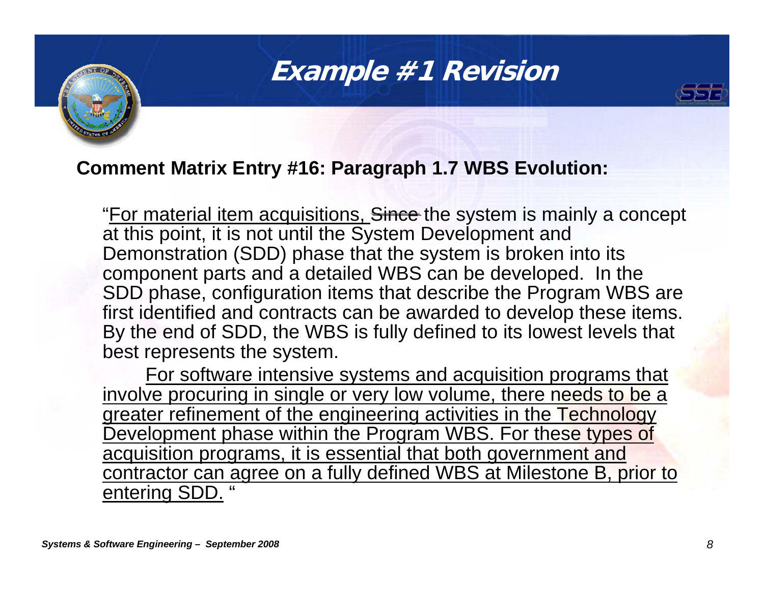# Example #1 Revision

**Comment Matrix Entry #16: Paragraph 1.7 WBS Evolution:**

"<u>For material item acquisitions, </u>~~Since~~ the system is mainly a concept at this point, it is not until the System Development and Demonstration (SDD) phase that the system is broken into its component parts and a detailed WBS can be developed. In the SDD phase, configuration items that describe the Program WBS are first identified and contracts can be awarded to develop these items. By the end of SDD, the WBS is fully defined to its lowest levels that best represents the system.

<u>For software intensive systems and acquisition programs that involve procuring in single or very low volume, there needs to be a greater refinement of the engineering activities in the Technology Development phase within the Program WBS. For these types of acquisition programs, it is essential that both government and contractor can agree on a fully defined WBS at Milestone B, prior to entering SDD.</u> "

*Systems & Software Engineering – September 2008*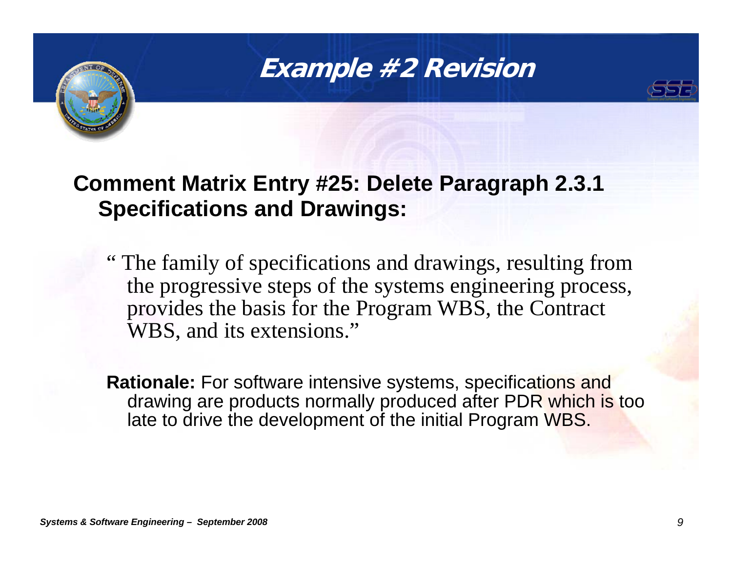# Example #2 Revision

**Comment Matrix Entry #25: Delete Paragraph 2.3.1 Specifications and Drawings:**

" The family of specifications and drawings, resulting from the progressive steps of the systems engineering process, provides the basis for the Program WBS, the Contract WBS, and its extensions."

**Rationale:** For software intensive systems, specifications and drawing are products normally produced after PDR which is too late to drive the development of the initial Program WBS.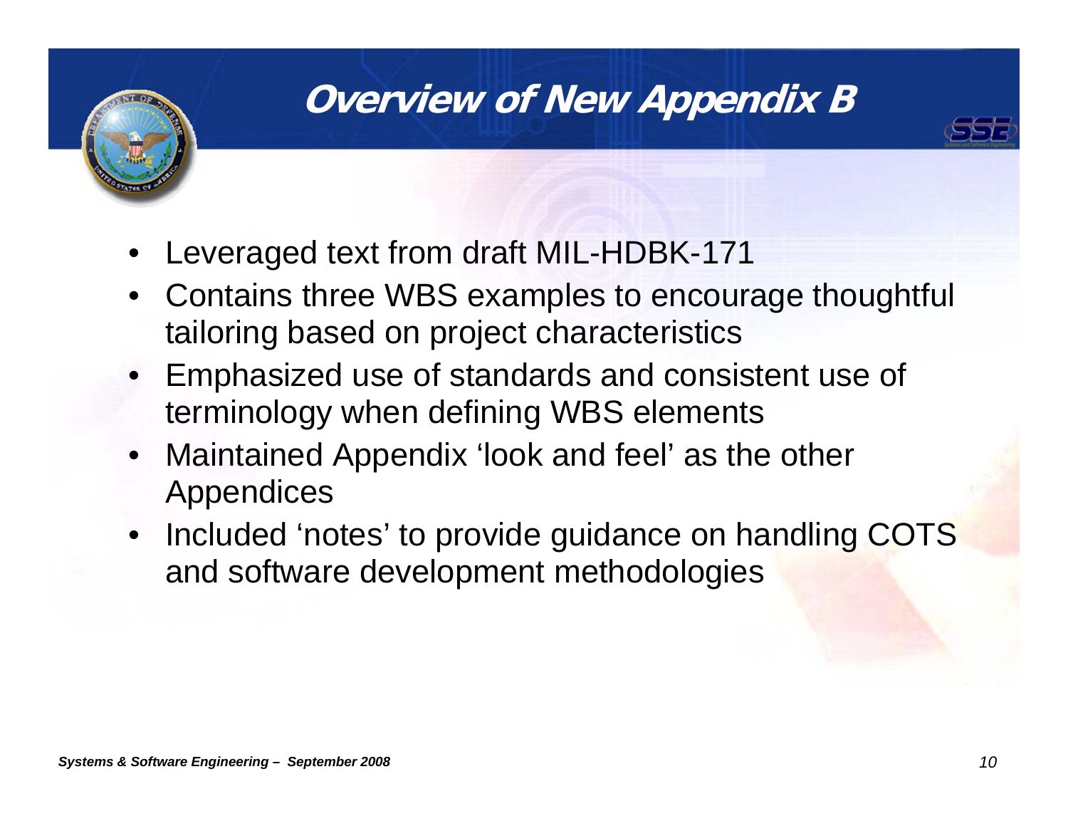# Overview of New Appendix B

- Leveraged text from draft MIL-HDBK-171
- Contains three WBS examples to encourage thoughtful tailoring based on project characteristics
- Emphasized use of standards and consistent use of terminology when defining WBS elements
- Maintained Appendix 'look and feel' as the other Appendices
- Included 'notes' to provide guidance on handling COTS and software development methodologies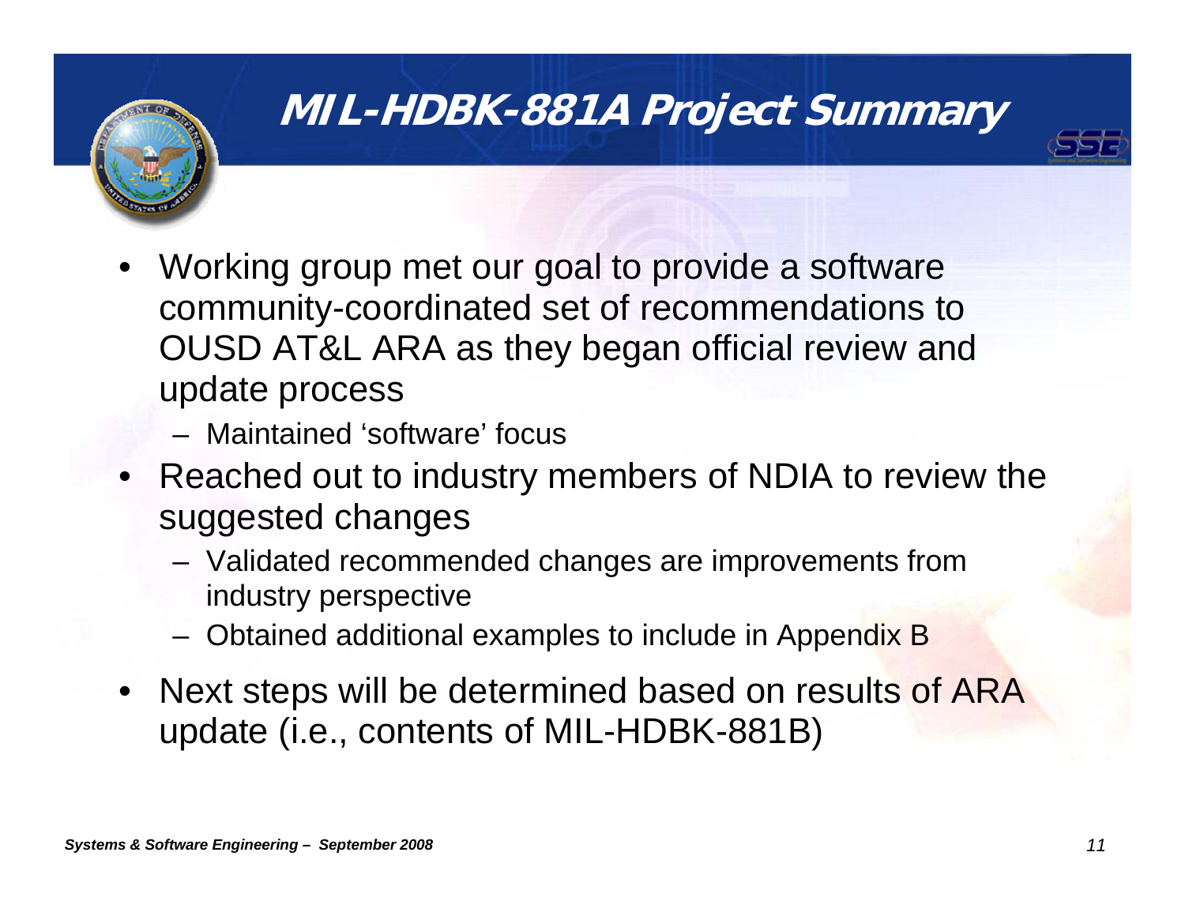# MIL-HDBK-881A Project Summary

- Working group met our goal to provide a software community-coordinated set of recommendations to OUSD AT&L ARA as they began official review and update process
  - Maintained 'software' focus
- Reached out to industry members of NDIA to review the suggested changes
  - Validated recommended changes are improvements from industry perspective
  - Obtained additional examples to include in Appendix B
- Next steps will be determined based on results of ARA update (i.e., contents of MIL-HDBK-881B)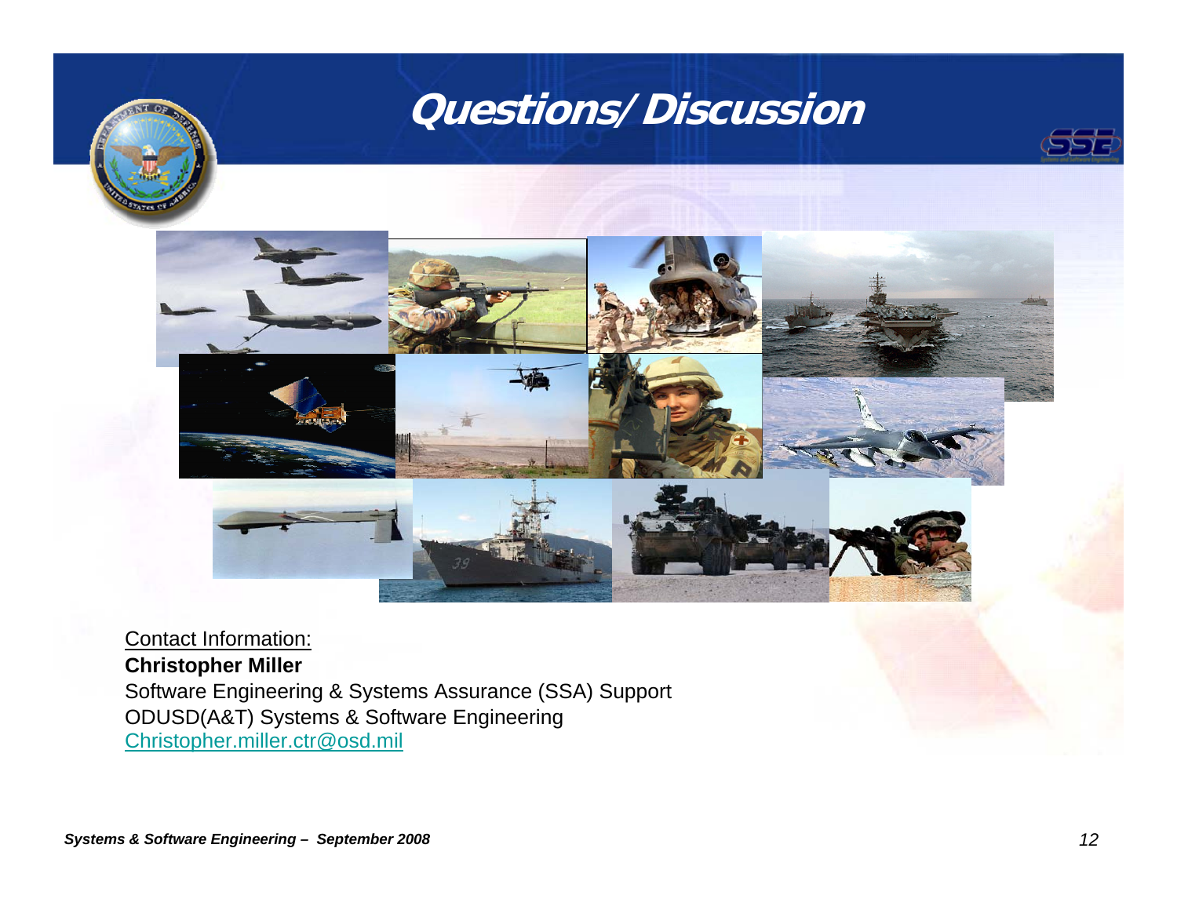# Questions/Discussion

Contact Information:

**Christopher Miller**

Software Engineering & Systems Assurance (SSA) Support

ODUSD(A&T) Systems & Software Engineering

Christopher.miller.ctr@osd.mil